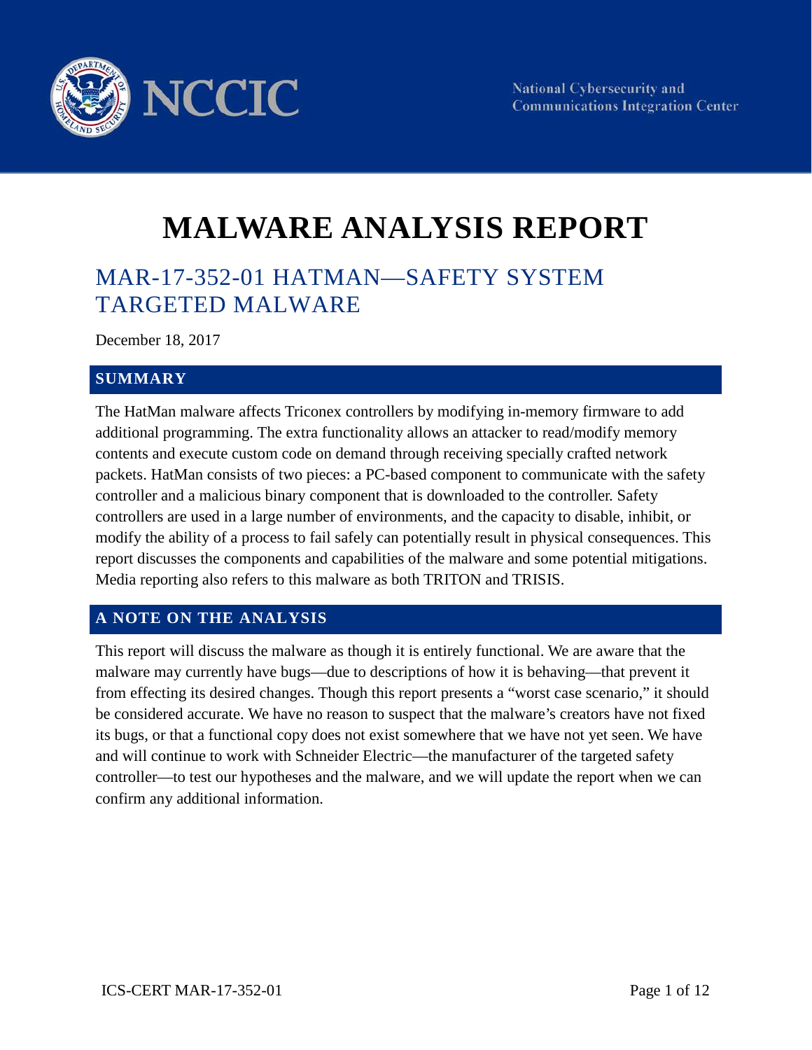NCCIC

National Cybersecurity and Communications Integration Center

# MALWARE ANALYSIS REPORT

## MAR-17-352-01 HATMAN—SAFETY SYSTEM TARGETED MALWARE

December 18, 2017

### SUMMARY

The HatMan malware affects Triconex controllers by modifying in-memory firmware to add additional programming. The extra functionality allows an attacker to read/modify memory contents and execute custom code on demand through receiving specially crafted network packets. HatMan consists of two pieces: a PC-based component to communicate with the safety controller and a malicious binary component that is downloaded to the controller. Safety controllers are used in a large number of environments, and the capacity to disable, inhibit, or modify the ability of a process to fail safely can potentially result in physical consequences. This report discusses the components and capabilities of the malware and some potential mitigations. Media reporting also refers to this malware as both TRITON and TRISIS.

### A NOTE ON THE ANALYSIS

This report will discuss the malware as though it is entirely functional. We are aware that the malware may currently have bugs—due to descriptions of how it is behaving—that prevent it from effecting its desired changes. Though this report presents a "worst case scenario," it should be considered accurate. We have no reason to suspect that the malware's creators have not fixed its bugs, or that a functional copy does not exist somewhere that we have not yet seen. We have and will continue to work with Schneider Electric—the manufacturer of the targeted safety controller—to test our hypotheses and the malware, and we will update the report when we can confirm any additional information.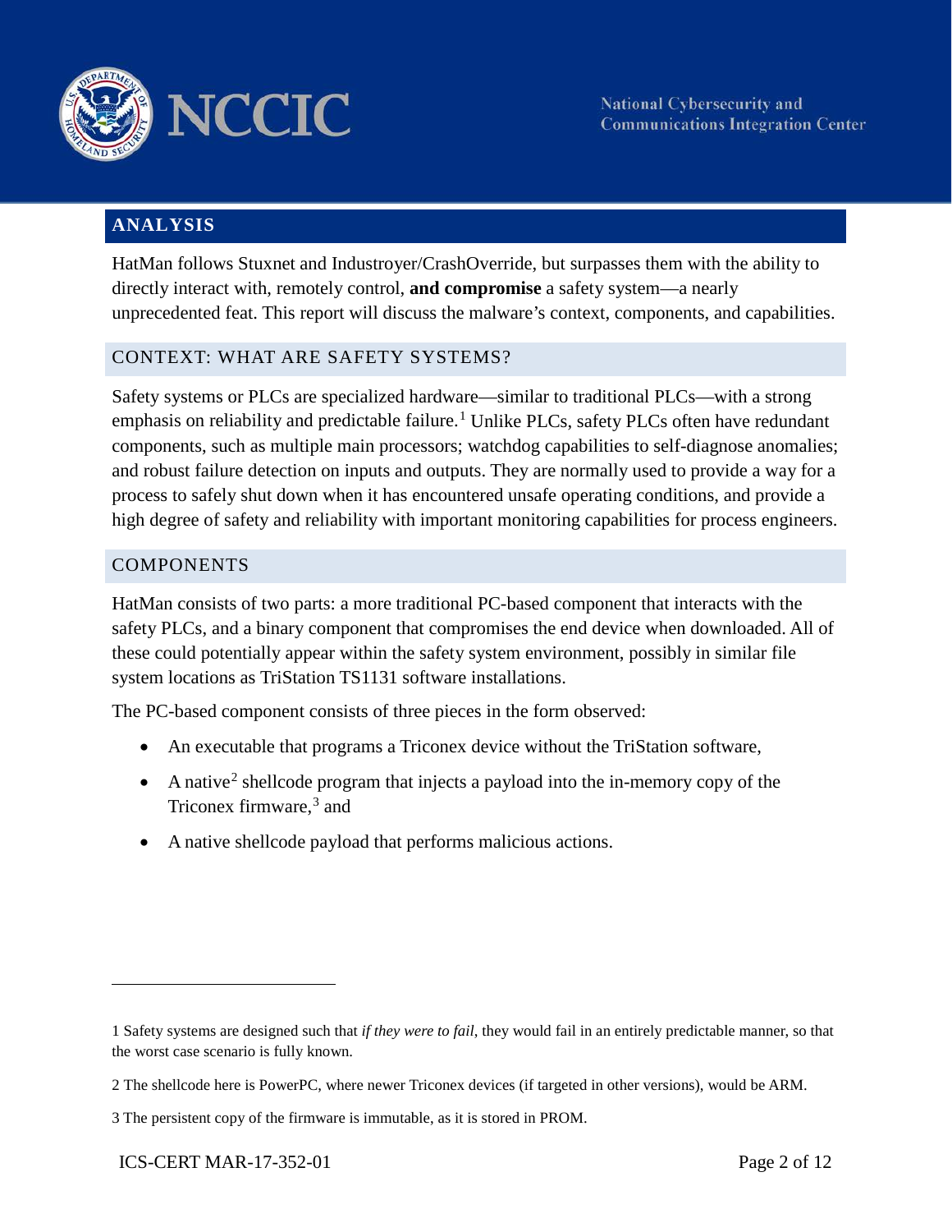## ANALYSIS

HatMan follows Stuxnet and Industroyer/CrashOverride, but surpasses them with the ability to directly interact with, remotely control, **and compromise** a safety system—a nearly unprecedented feat. This report will discuss the malware's context, components, and capabilities.

### CONTEXT: WHAT ARE SAFETY SYSTEMS?

Safety systems or PLCs are specialized hardware—similar to traditional PLCs—with a strong emphasis on reliability and predictable failure.[1] Unlike PLCs, safety PLCs often have redundant components, such as multiple main processors; watchdog capabilities to self-diagnose anomalies; and robust failure detection on inputs and outputs. They are normally used to provide a way for a process to safely shut down when it has encountered unsafe operating conditions, and provide a high degree of safety and reliability with important monitoring capabilities for process engineers.

### COMPONENTS

HatMan consists of two parts: a more traditional PC-based component that interacts with the safety PLCs, and a binary component that compromises the end device when downloaded. All of these could potentially appear within the safety system environment, possibly in similar file system locations as TriStation TS1131 software installations.

The PC-based component consists of three pieces in the form observed:

- An executable that programs a Triconex device without the TriStation software,
- A native[2] shellcode program that injects a payload into the in-memory copy of the Triconex firmware,[3] and
- A native shellcode payload that performs malicious actions.

---

1 Safety systems are designed such that *if they were to fail*, they would fail in an entirely predictable manner, so that the worst case scenario is fully known.

2 The shellcode here is PowerPC, where newer Triconex devices (if targeted in other versions), would be ARM.

3 The persistent copy of the firmware is immutable, as it is stored in PROM.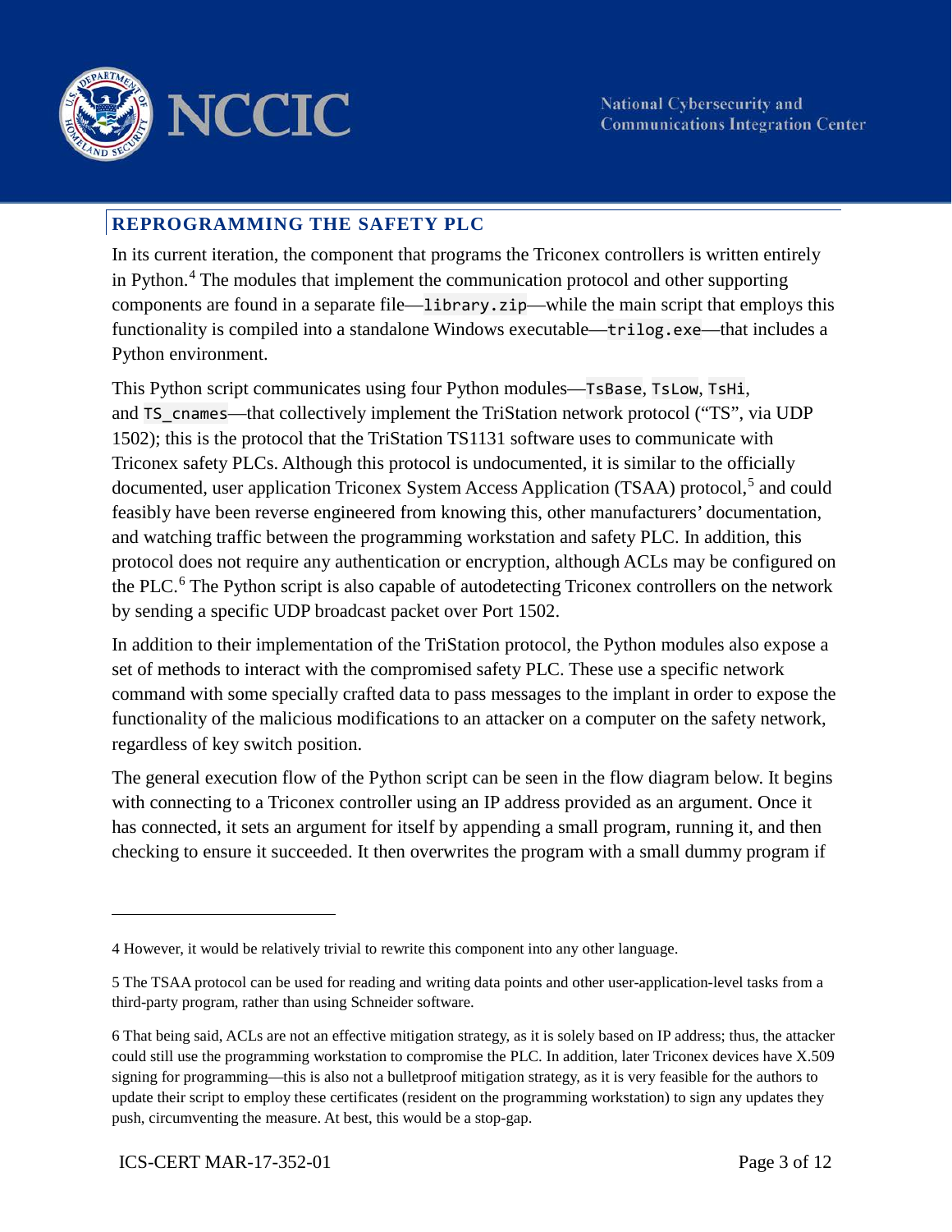## REPROGRAMMING THE SAFETY PLC

In its current iteration, the component that programs the Triconex controllers is written entirely in Python.[4] The modules that implement the communication protocol and other supporting components are found in a separate file—`library.zip`—while the main script that employs this functionality is compiled into a standalone Windows executable—`trilog.exe`—that includes a Python environment.

This Python script communicates using four Python modules—`TsBase`, `TsLow`, `TsHi`, and `TS_cnames`—that collectively implement the TriStation network protocol ("TS", via UDP 1502); this is the protocol that the TriStation TS1131 software uses to communicate with Triconex safety PLCs. Although this protocol is undocumented, it is similar to the officially documented, user application Triconex System Access Application (TSAA) protocol,[5] and could feasibly have been reverse engineered from knowing this, other manufacturers' documentation, and watching traffic between the programming workstation and safety PLC. In addition, this protocol does not require any authentication or encryption, although ACLs may be configured on the PLC.[6] The Python script is also capable of autodetecting Triconex controllers on the network by sending a specific UDP broadcast packet over Port 1502.

In addition to their implementation of the TriStation protocol, the Python modules also expose a set of methods to interact with the compromised safety PLC. These use a specific network command with some specially crafted data to pass messages to the implant in order to expose the functionality of the malicious modifications to an attacker on a computer on the safety network, regardless of key switch position.

The general execution flow of the Python script can be seen in the flow diagram below. It begins with connecting to a Triconex controller using an IP address provided as an argument. Once it has connected, it sets an argument for itself by appending a small program, running it, and then checking to ensure it succeeded. It then overwrites the program with a small dummy program if

---

4 However, it would be relatively trivial to rewrite this component into any other language.

5 The TSAA protocol can be used for reading and writing data points and other user-application-level tasks from a third-party program, rather than using Schneider software.

6 That being said, ACLs are not an effective mitigation strategy, as it is solely based on IP address; thus, the attacker could still use the programming workstation to compromise the PLC. In addition, later Triconex devices have X.509 signing for programming—this is also not a bulletproof mitigation strategy, as it is very feasible for the authors to update their script to employ these certificates (resident on the programming workstation) to sign any updates they push, circumventing the measure. At best, this would be a stop-gap.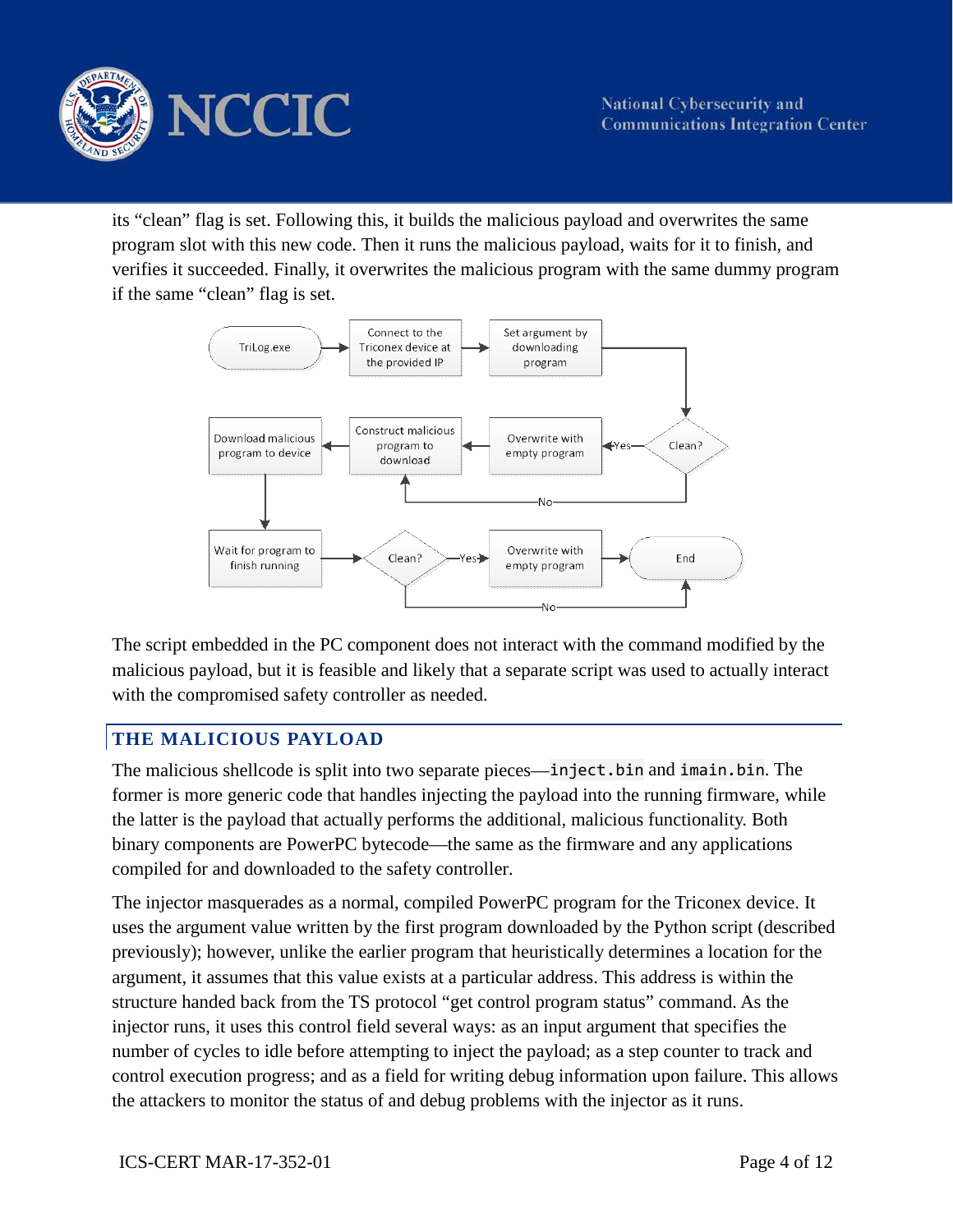its "clean" flag is set. Following this, it builds the malicious payload and overwrites the same program slot with this new code. Then it runs the malicious payload, waits for it to finish, and verifies it succeeded. Finally, it overwrites the malicious program with the same dummy program if the same "clean" flag is set.

The script embedded in the PC component does not interact with the command modified by the malicious payload, but it is feasible and likely that a separate script was used to actually interact with the compromised safety controller as needed.

## THE MALICIOUS PAYLOAD

The malicious shellcode is split into two separate pieces—`inject.bin` and `imain.bin`. The former is more generic code that handles injecting the payload into the running firmware, while the latter is the payload that actually performs the additional, malicious functionality. Both binary components are PowerPC bytecode—the same as the firmware and any applications compiled for and downloaded to the safety controller.

The injector masquerades as a normal, compiled PowerPC program for the Triconex device. It uses the argument value written by the first program downloaded by the Python script (described previously); however, unlike the earlier program that heuristically determines a location for the argument, it assumes that this value exists at a particular address. This address is within the structure handed back from the TS protocol "get control program status" command. As the injector runs, it uses this control field several ways: as an input argument that specifies the number of cycles to idle before attempting to inject the payload; as a step counter to track and control execution progress; and as a field for writing debug information upon failure. This allows the attackers to monitor the status of and debug problems with the injector as it runs.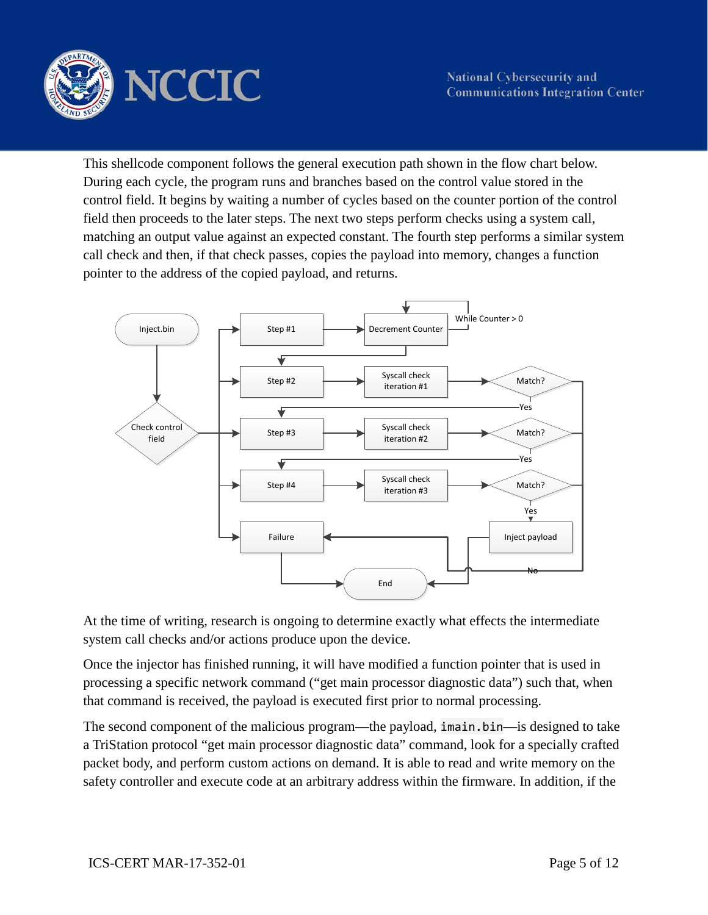This shellcode component follows the general execution path shown in the flow chart below. During each cycle, the program runs and branches based on the control value stored in the control field. It begins by waiting a number of cycles based on the counter portion of the control field then proceeds to the later steps. The next two steps perform checks using a system call, matching an output value against an expected constant. The fourth step performs a similar system call check and then, if that check passes, copies the payload into memory, changes a function pointer to the address of the copied payload, and returns.

At the time of writing, research is ongoing to determine exactly what effects the intermediate system call checks and/or actions produce upon the device.

Once the injector has finished running, it will have modified a function pointer that is used in processing a specific network command ("get main processor diagnostic data") such that, when that command is received, the payload is executed first prior to normal processing.

The second component of the malicious program—the payload, `imain.bin`—is designed to take a TriStation protocol "get main processor diagnostic data" command, look for a specially crafted packet body, and perform custom actions on demand. It is able to read and write memory on the safety controller and execute code at an arbitrary address within the firmware. In addition, if the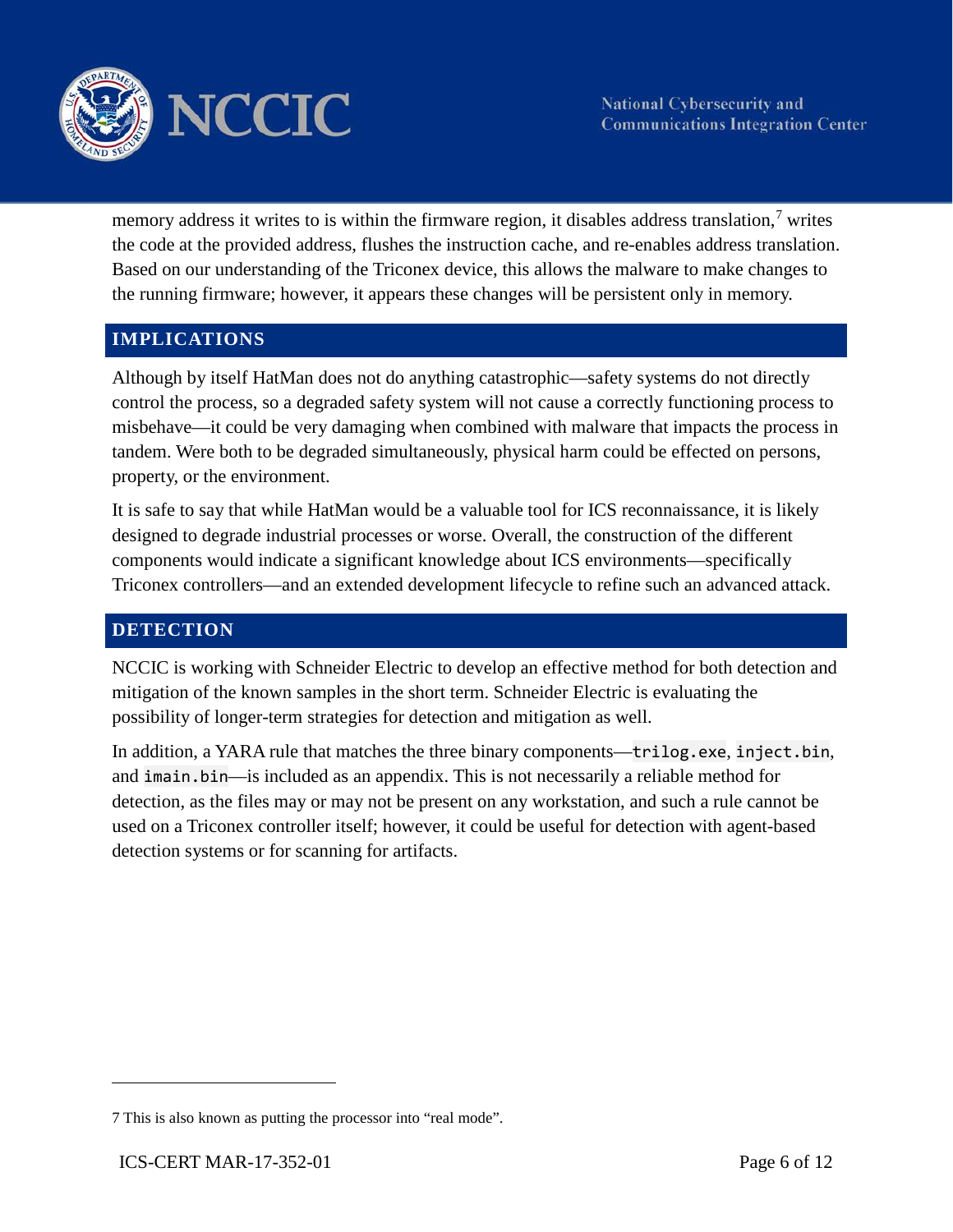memory address it writes to is within the firmware region, it disables address translation,[7] writes the code at the provided address, flushes the instruction cache, and re-enables address translation. Based on our understanding of the Triconex device, this allows the malware to make changes to the running firmware; however, it appears these changes will be persistent only in memory.

## IMPLICATIONS

Although by itself HatMan does not do anything catastrophic—safety systems do not directly control the process, so a degraded safety system will not cause a correctly functioning process to misbehave—it could be very damaging when combined with malware that impacts the process in tandem. Were both to be degraded simultaneously, physical harm could be effected on persons, property, or the environment.

It is safe to say that while HatMan would be a valuable tool for ICS reconnaissance, it is likely designed to degrade industrial processes or worse. Overall, the construction of the different components would indicate a significant knowledge about ICS environments—specifically Triconex controllers—and an extended development lifecycle to refine such an advanced attack.

## DETECTION

NCCIC is working with Schneider Electric to develop an effective method for both detection and mitigation of the known samples in the short term. Schneider Electric is evaluating the possibility of longer-term strategies for detection and mitigation as well.

In addition, a YARA rule that matches the three binary components—`trilog.exe`, `inject.bin`, and `imain.bin`—is included as an appendix. This is not necessarily a reliable method for detection, as the files may or may not be present on any workstation, and such a rule cannot be used on a Triconex controller itself; however, it could be useful for detection with agent-based detection systems or for scanning for artifacts.

---

7 This is also known as putting the processor into "real mode".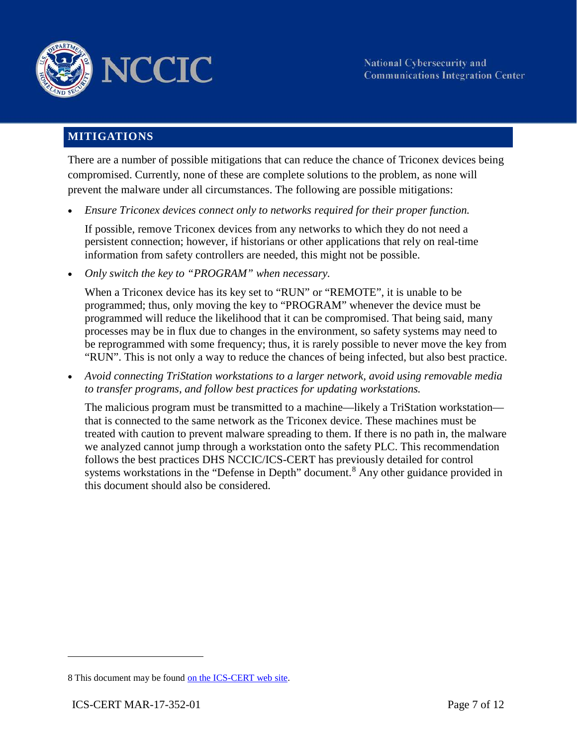## MITIGATIONS

There are a number of possible mitigations that can reduce the chance of Triconex devices being compromised. Currently, none of these are complete solutions to the problem, as none will prevent the malware under all circumstances. The following are possible mitigations:

- *Ensure Triconex devices connect only to networks required for their proper function.*

  If possible, remove Triconex devices from any networks to which they do not need a persistent connection; however, if historians or other applications that rely on real-time information from safety controllers are needed, this might not be possible.

- *Only switch the key to "PROGRAM" when necessary.*

  When a Triconex device has its key set to "RUN" or "REMOTE", it is unable to be programmed; thus, only moving the key to "PROGRAM" whenever the device must be programmed will reduce the likelihood that it can be compromised. That being said, many processes may be in flux due to changes in the environment, so safety systems may need to be reprogrammed with some frequency; thus, it is rarely possible to never move the key from "RUN". This is not only a way to reduce the chances of being infected, but also best practice.

- *Avoid connecting TriStation workstations to a larger network, avoid using removable media to transfer programs, and follow best practices for updating workstations.*

  The malicious program must be transmitted to a machine—likely a TriStation workstation—that is connected to the same network as the Triconex device. These machines must be treated with caution to prevent malware spreading to them. If there is no path in, the malware we analyzed cannot jump through a workstation onto the safety PLC. This recommendation follows the best practices DHS NCCIC/ICS-CERT has previously detailed for control systems workstations in the "Defense in Depth" document.[8] Any other guidance provided in this document should also be considered.

---

8 This document may be found on the ICS-CERT web site.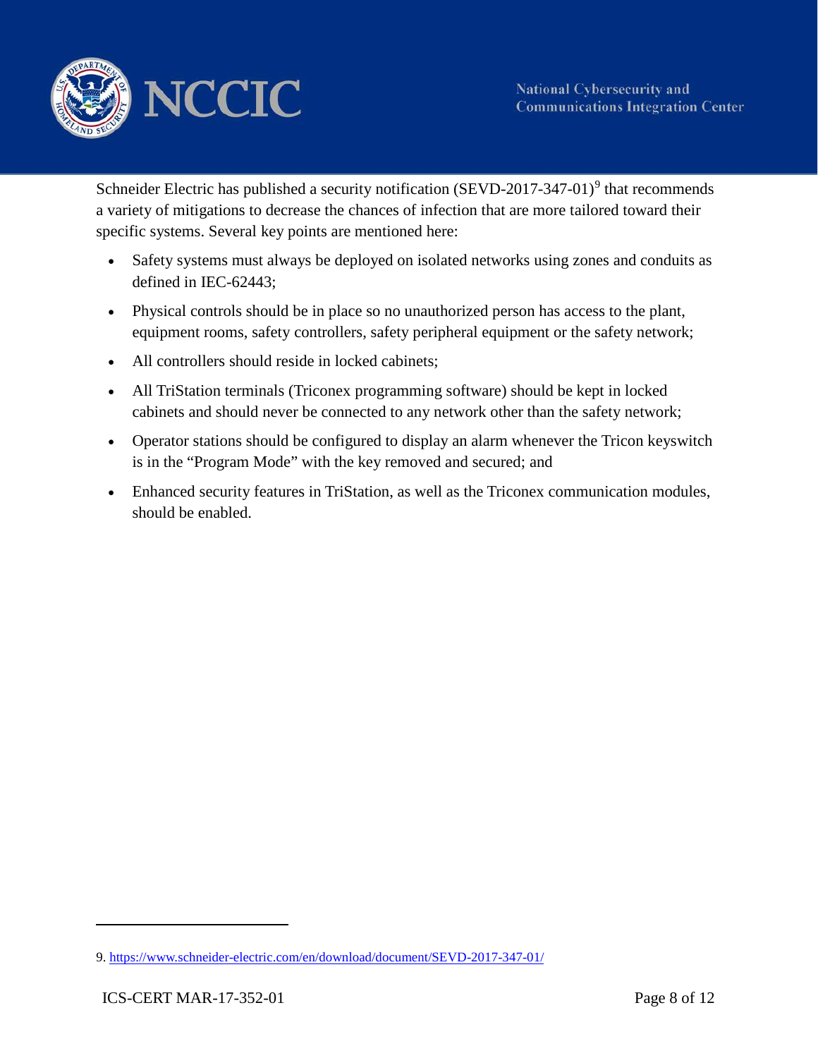Schneider Electric has published a security notification (SEVD-2017-347-01)[9] that recommends a variety of mitigations to decrease the chances of infection that are more tailored toward their specific systems. Several key points are mentioned here:

- Safety systems must always be deployed on isolated networks using zones and conduits as defined in IEC-62443;
- Physical controls should be in place so no unauthorized person has access to the plant, equipment rooms, safety controllers, safety peripheral equipment or the safety network;
- All controllers should reside in locked cabinets;
- All TriStation terminals (Triconex programming software) should be kept in locked cabinets and should never be connected to any network other than the safety network;
- Operator stations should be configured to display an alarm whenever the Tricon keyswitch is in the "Program Mode" with the key removed and secured; and
- Enhanced security features in TriStation, as well as the Triconex communication modules, should be enabled.

---

9. https://www.schneider-electric.com/en/download/document/SEVD-2017-347-01/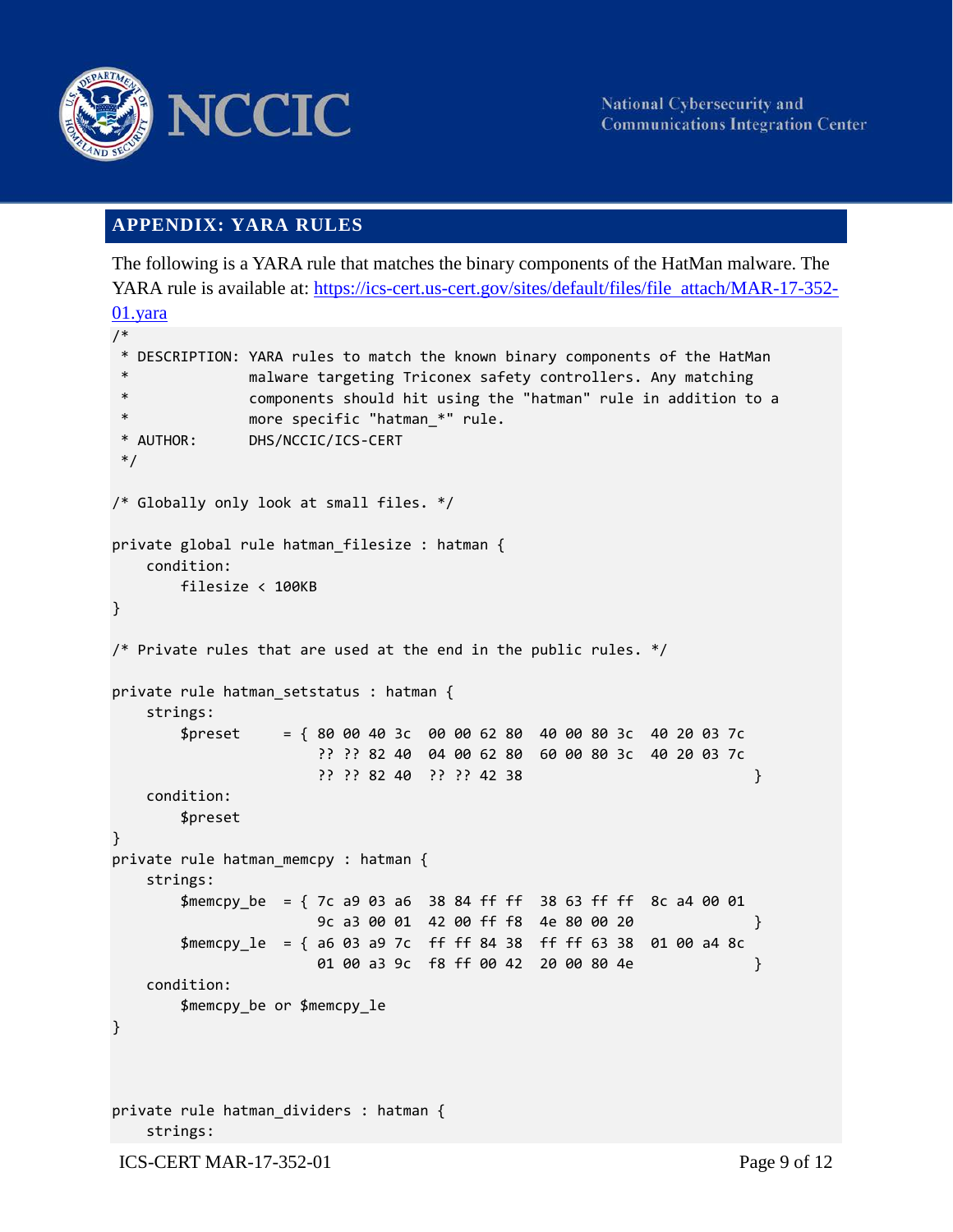## APPENDIX: YARA RULES

The following is a YARA rule that matches the binary components of the HatMan malware. The YARA rule is available at: [https://ics-cert.us-cert.gov/sites/default/files/file_attach/MAR-17-352-01.yara](https://ics-cert.us-cert.gov/sites/default/files/file_attach/MAR-17-352-01.yara)

```
/*
 * DESCRIPTION: YARA rules to match the known binary components of the HatMan
 *              malware targeting Triconex safety controllers. Any matching
 *              components should hit using the "hatman" rule in addition to a
 *              more specific "hatman_*" rule.
 * AUTHOR:      DHS/NCCIC/ICS-CERT
 */

/* Globally only look at small files. */

private global rule hatman_filesize : hatman {
    condition:
        filesize < 100KB
}

/* Private rules that are used at the end in the public rules. */

private rule hatman_setstatus : hatman {
    strings:
        $preset     = { 80 00 40 3c  00 00 62 80  40 00 80 3c  40 20 03 7c
                        ?? ?? 82 40  04 00 62 80  60 00 80 3c  40 20 03 7c
                        ?? ?? 82 40  ?? ?? 42 38                           }
    condition:
        $preset
}
private rule hatman_memcpy : hatman {
    strings:
        $memcpy_be  = { 7c a9 03 a6  38 84 ff ff  38 63 ff ff  8c a4 00 01
                        9c a3 00 01  42 00 ff f8  4e 80 00 20              }
        $memcpy_le  = { a6 03 a9 7c  ff ff 84 38  ff ff 63 38  01 00 a4 8c
                        01 00 a3 9c  f8 ff 00 42  20 00 80 4e              }
    condition:
        $memcpy_be or $memcpy_le
}



private rule hatman_dividers : hatman {
    strings:
```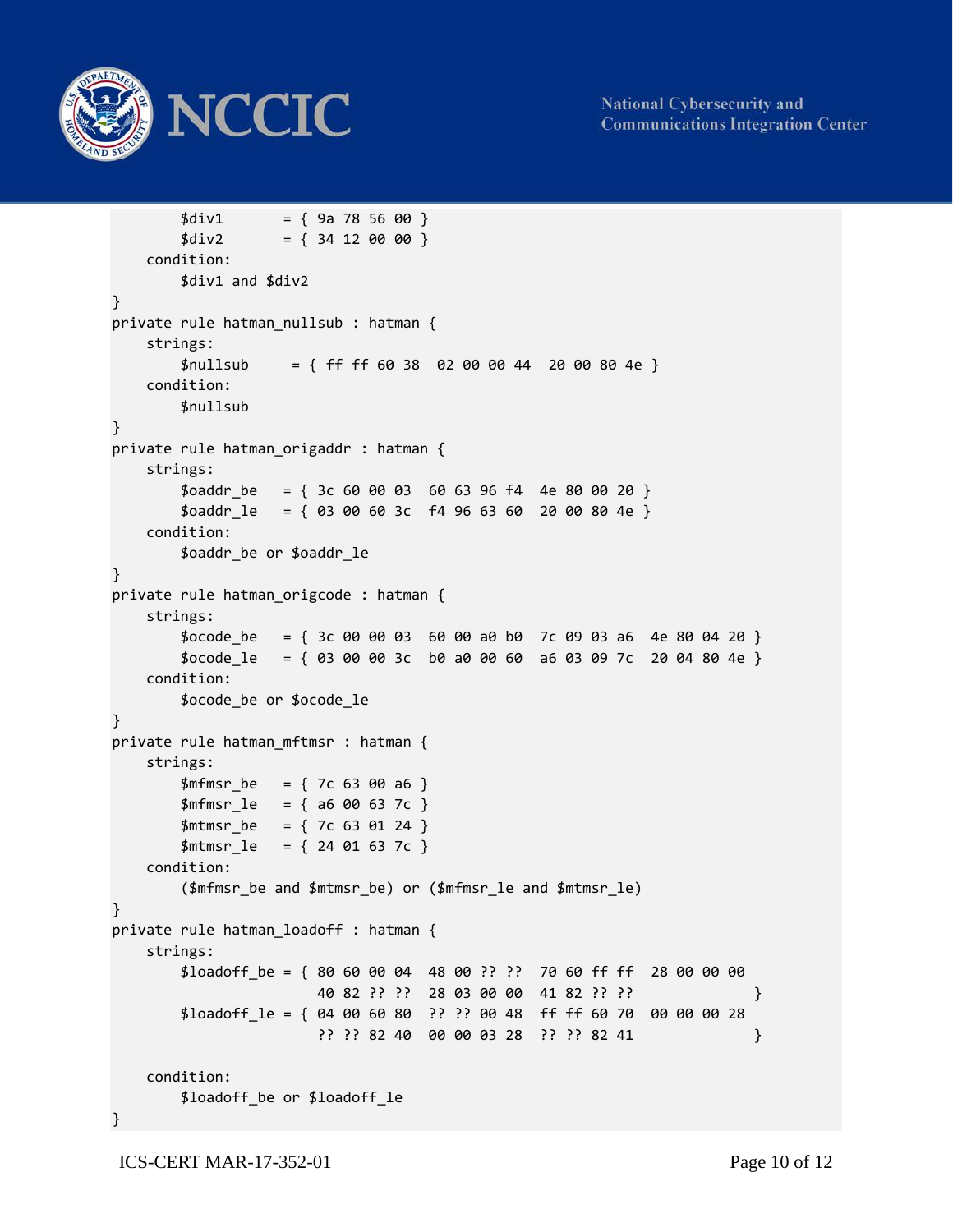```
        $div1       = { 9a 78 56 00 }
        $div2       = { 34 12 00 00 }
    condition:
        $div1 and $div2
}
private rule hatman_nullsub : hatman {
    strings:
        $nullsub     = { ff ff 60 38  02 00 00 44  20 00 80 4e }
    condition:
        $nullsub
}
private rule hatman_origaddr : hatman {
    strings:
        $oaddr_be   = { 3c 60 00 03  60 63 96 f4  4e 80 00 20 }
        $oaddr_le   = { 03 00 60 3c  f4 96 63 60  20 00 80 4e }
    condition:
        $oaddr_be or $oaddr_le
}
private rule hatman_origcode : hatman {
    strings:
        $ocode_be   = { 3c 00 00 03  60 00 a0 b0  7c 09 03 a6  4e 80 04 20 }
        $ocode_le   = { 03 00 00 3c  b0 a0 00 60  a6 03 09 7c  20 04 80 4e }
    condition:
        $ocode_be or $ocode_le
}
private rule hatman_mftmsr : hatman {
    strings:
        $mfmsr_be   = { 7c 63 00 a6 }
        $mfmsr_le   = { a6 00 63 7c }
        $mtmsr_be   = { 7c 63 01 24 }
        $mtmsr_le   = { 24 01 63 7c }
    condition:
        ($mfmsr_be and $mtmsr_be) or ($mfmsr_le and $mtmsr_le)
}
private rule hatman_loadoff : hatman {
    strings:
        $loadoff_be = { 80 60 00 04  48 00 ?? ??  70 60 ff ff  28 00 00 00
                         40 82 ?? ??  28 03 00 00  41 82 ?? ??              }
        $loadoff_le = { 04 00 60 80  ?? ?? 00 48  ff ff 60 70  00 00 00 28
                        ?? ?? 82 40  00 00 03 28  ?? ?? 82 41              }

    condition:
        $loadoff_be or $loadoff_le
}
```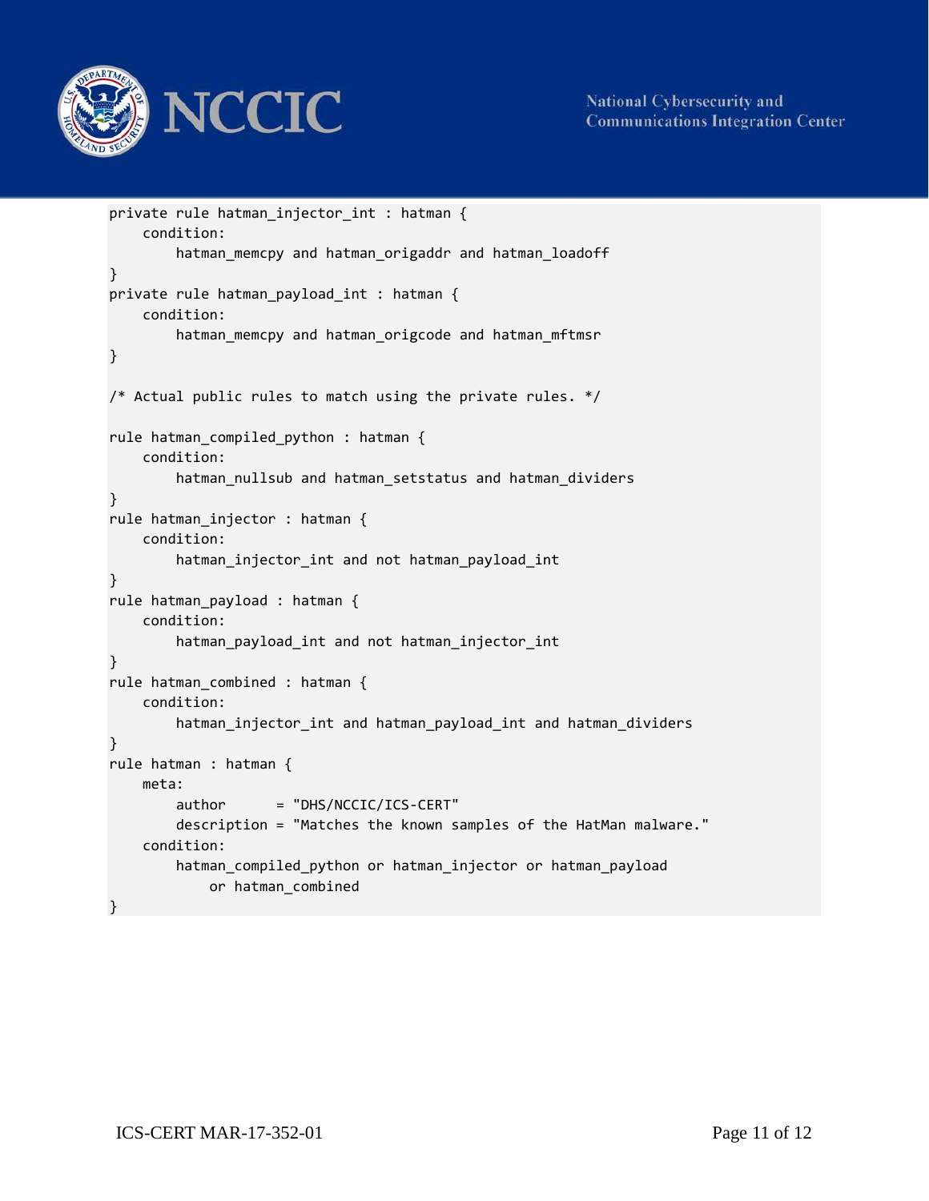```
private rule hatman_injector_int : hatman {
    condition:
        hatman_memcpy and hatman_origaddr and hatman_loadoff
}
private rule hatman_payload_int : hatman {
    condition:
        hatman_memcpy and hatman_origcode and hatman_mftmsr
}

/* Actual public rules to match using the private rules. */

rule hatman_compiled_python : hatman {
    condition:
        hatman_nullsub and hatman_setstatus and hatman_dividers
}
rule hatman_injector : hatman {
    condition:
        hatman_injector_int and not hatman_payload_int
}
rule hatman_payload : hatman {
    condition:
        hatman_payload_int and not hatman_injector_int
}
rule hatman_combined : hatman {
    condition:
        hatman_injector_int and hatman_payload_int and hatman_dividers
}
rule hatman : hatman {
    meta:
        author      = "DHS/NCCIC/ICS-CERT"
        description = "Matches the known samples of the HatMan malware."
    condition:
        hatman_compiled_python or hatman_injector or hatman_payload
            or hatman_combined
}
```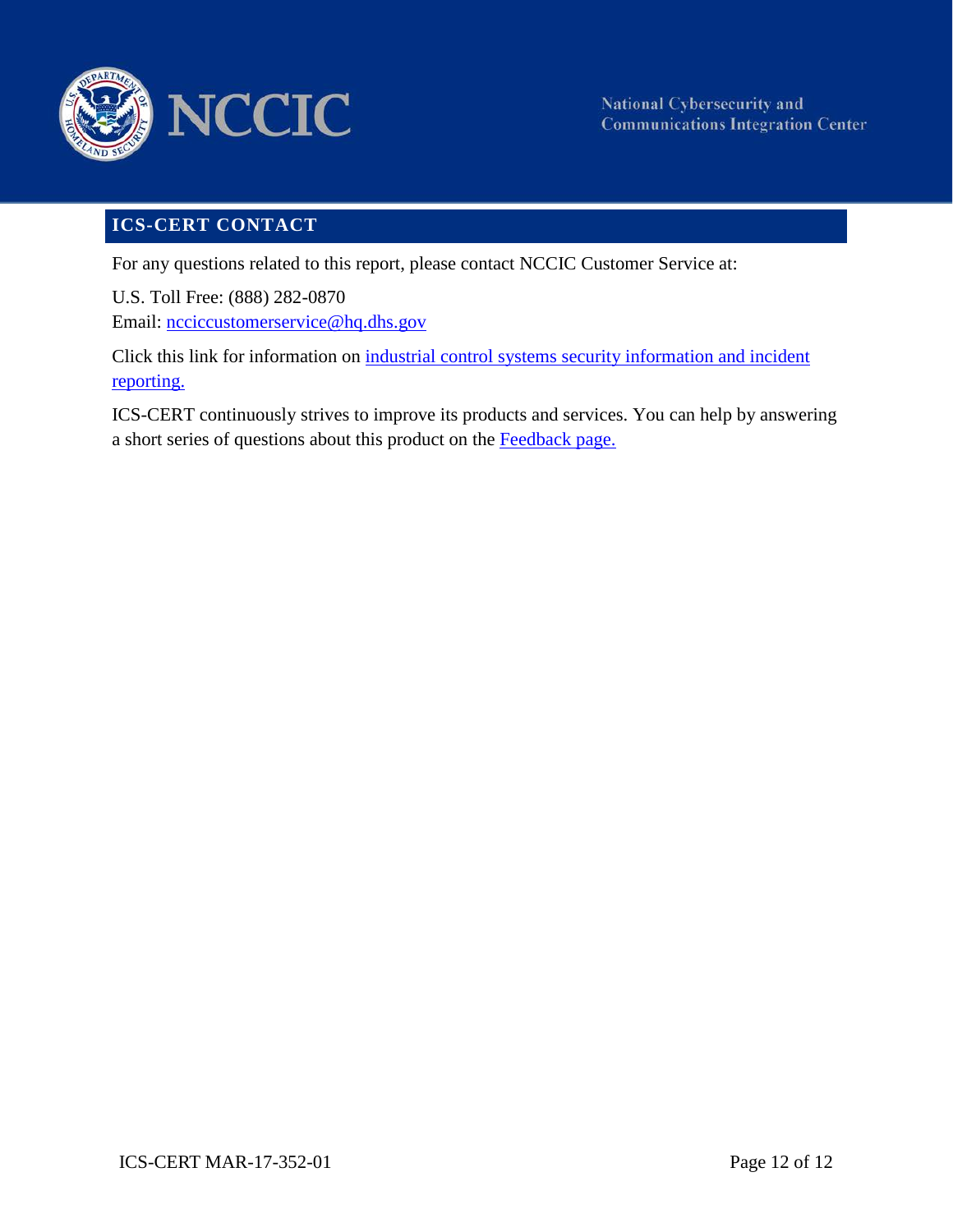## ICS-CERT CONTACT

For any questions related to this report, please contact NCCIC Customer Service at:

U.S. Toll Free: (888) 282-0870
Email: ncciccustomerservice@hq.dhs.gov

Click this link for information on industrial control systems security information and incident reporting.

ICS-CERT continuously strives to improve its products and services. You can help by answering a short series of questions about this product on the Feedback page.